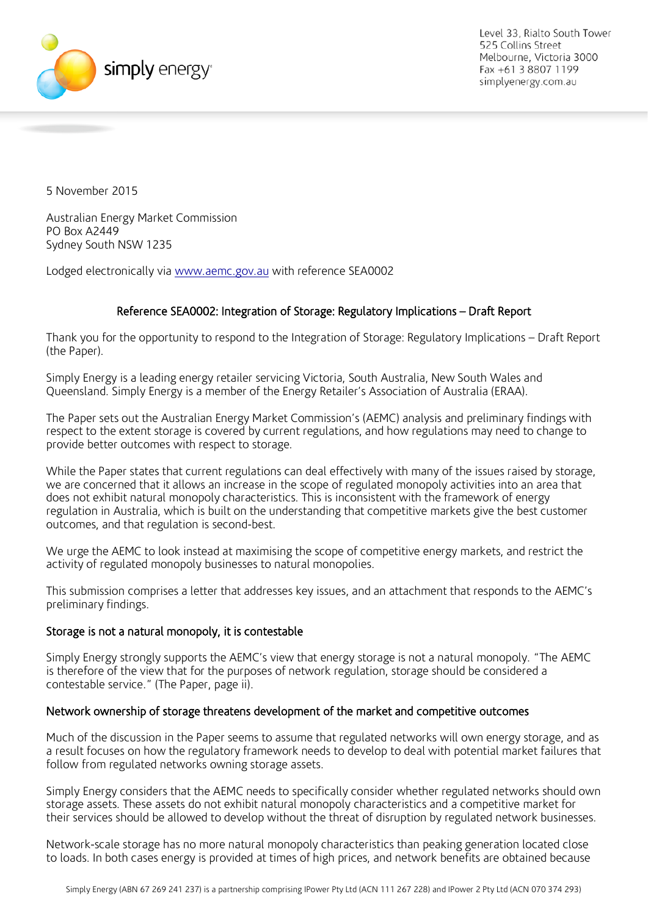Level 33, Rialto South Tower
525 Collins Street
Melbourne, Victoria 3000
Fax +61 3 8807 1199
simplyenergy.com.au

5 November 2015

Australian Energy Market Commission
PO Box A2449
Sydney South NSW 1235

Lodged electronically via www.aemc.gov.au with reference SEA0002

### Reference SEA0002: Integration of Storage: Regulatory Implications – Draft Report

Thank you for the opportunity to respond to the Integration of Storage: Regulatory Implications – Draft Report (the Paper).

Simply Energy is a leading energy retailer servicing Victoria, South Australia, New South Wales and Queensland. Simply Energy is a member of the Energy Retailer's Association of Australia (ERAA).

The Paper sets out the Australian Energy Market Commission's (AEMC) analysis and preliminary findings with respect to the extent storage is covered by current regulations, and how regulations may need to change to provide better outcomes with respect to storage.

While the Paper states that current regulations can deal effectively with many of the issues raised by storage, we are concerned that it allows an increase in the scope of regulated monopoly activities into an area that does not exhibit natural monopoly characteristics. This is inconsistent with the framework of energy regulation in Australia, which is built on the understanding that competitive markets give the best customer outcomes, and that regulation is second-best.

We urge the AEMC to look instead at maximising the scope of competitive energy markets, and restrict the activity of regulated monopoly businesses to natural monopolies.

This submission comprises a letter that addresses key issues, and an attachment that responds to the AEMC's preliminary findings.

#### Storage is not a natural monopoly, it is contestable

Simply Energy strongly supports the AEMC's view that energy storage is not a natural monopoly. "The AEMC is therefore of the view that for the purposes of network regulation, storage should be considered a contestable service." (The Paper, page ii).

#### Network ownership of storage threatens development of the market and competitive outcomes

Much of the discussion in the Paper seems to assume that regulated networks will own energy storage, and as a result focuses on how the regulatory framework needs to develop to deal with potential market failures that follow from regulated networks owning storage assets.

Simply Energy considers that the AEMC needs to specifically consider whether regulated networks should own storage assets. These assets do not exhibit natural monopoly characteristics and a competitive market for their services should be allowed to develop without the threat of disruption by regulated network businesses.

Network-scale storage has no more natural monopoly characteristics than peaking generation located close to loads. In both cases energy is provided at times of high prices, and network benefits are obtained because

Simply Energy (ABN 67 269 241 237) is a partnership comprising IPower Pty Ltd (ACN 111 267 228) and IPower 2 Pty Ltd (ACN 070 374 293)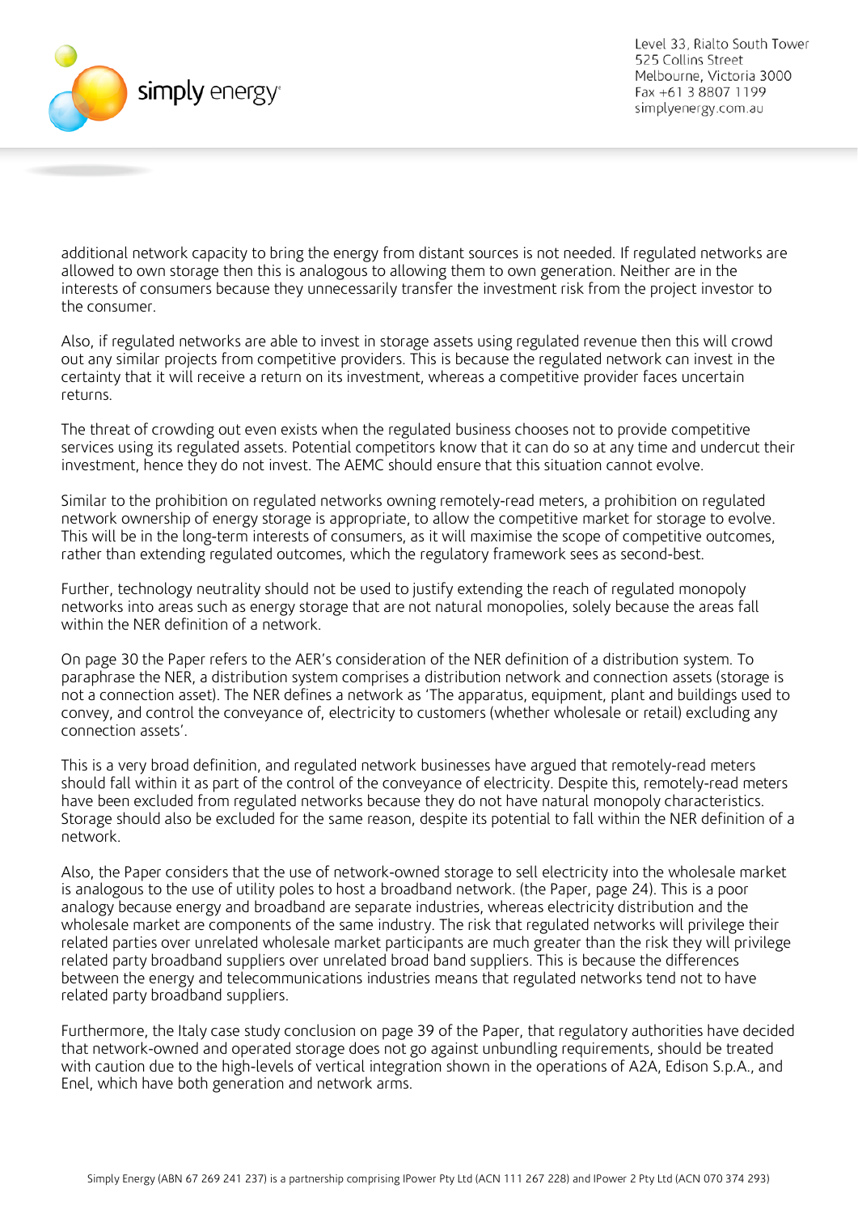additional network capacity to bring the energy from distant sources is not needed. If regulated networks are allowed to own storage then this is analogous to allowing them to own generation. Neither are in the interests of consumers because they unnecessarily transfer the investment risk from the project investor to the consumer.

Also, if regulated networks are able to invest in storage assets using regulated revenue then this will crowd out any similar projects from competitive providers. This is because the regulated network can invest in the certainty that it will receive a return on its investment, whereas a competitive provider faces uncertain returns.

The threat of crowding out even exists when the regulated business chooses not to provide competitive services using its regulated assets. Potential competitors know that it can do so at any time and undercut their investment, hence they do not invest. The AEMC should ensure that this situation cannot evolve.

Similar to the prohibition on regulated networks owning remotely-read meters, a prohibition on regulated network ownership of energy storage is appropriate, to allow the competitive market for storage to evolve. This will be in the long-term interests of consumers, as it will maximise the scope of competitive outcomes, rather than extending regulated outcomes, which the regulatory framework sees as second-best.

Further, technology neutrality should not be used to justify extending the reach of regulated monopoly networks into areas such as energy storage that are not natural monopolies, solely because the areas fall within the NER definition of a network.

On page 30 the Paper refers to the AER's consideration of the NER definition of a distribution system. To paraphrase the NER, a distribution system comprises a distribution network and connection assets (storage is not a connection asset). The NER defines a network as 'The apparatus, equipment, plant and buildings used to convey, and control the conveyance of, electricity to customers (whether wholesale or retail) excluding any connection assets'.

This is a very broad definition, and regulated network businesses have argued that remotely-read meters should fall within it as part of the control of the conveyance of electricity. Despite this, remotely-read meters have been excluded from regulated networks because they do not have natural monopoly characteristics. Storage should also be excluded for the same reason, despite its potential to fall within the NER definition of a network.

Also, the Paper considers that the use of network-owned storage to sell electricity into the wholesale market is analogous to the use of utility poles to host a broadband network. (the Paper, page 24). This is a poor analogy because energy and broadband are separate industries, whereas electricity distribution and the wholesale market are components of the same industry. The risk that regulated networks will privilege their related parties over unrelated wholesale market participants are much greater than the risk they will privilege related party broadband suppliers over unrelated broad band suppliers. This is because the differences between the energy and telecommunications industries means that regulated networks tend not to have related party broadband suppliers.

Furthermore, the Italy case study conclusion on page 39 of the Paper, that regulatory authorities have decided that network-owned and operated storage does not go against unbundling requirements, should be treated with caution due to the high-levels of vertical integration shown in the operations of A2A, Edison S.p.A., and Enel, which have both generation and network arms.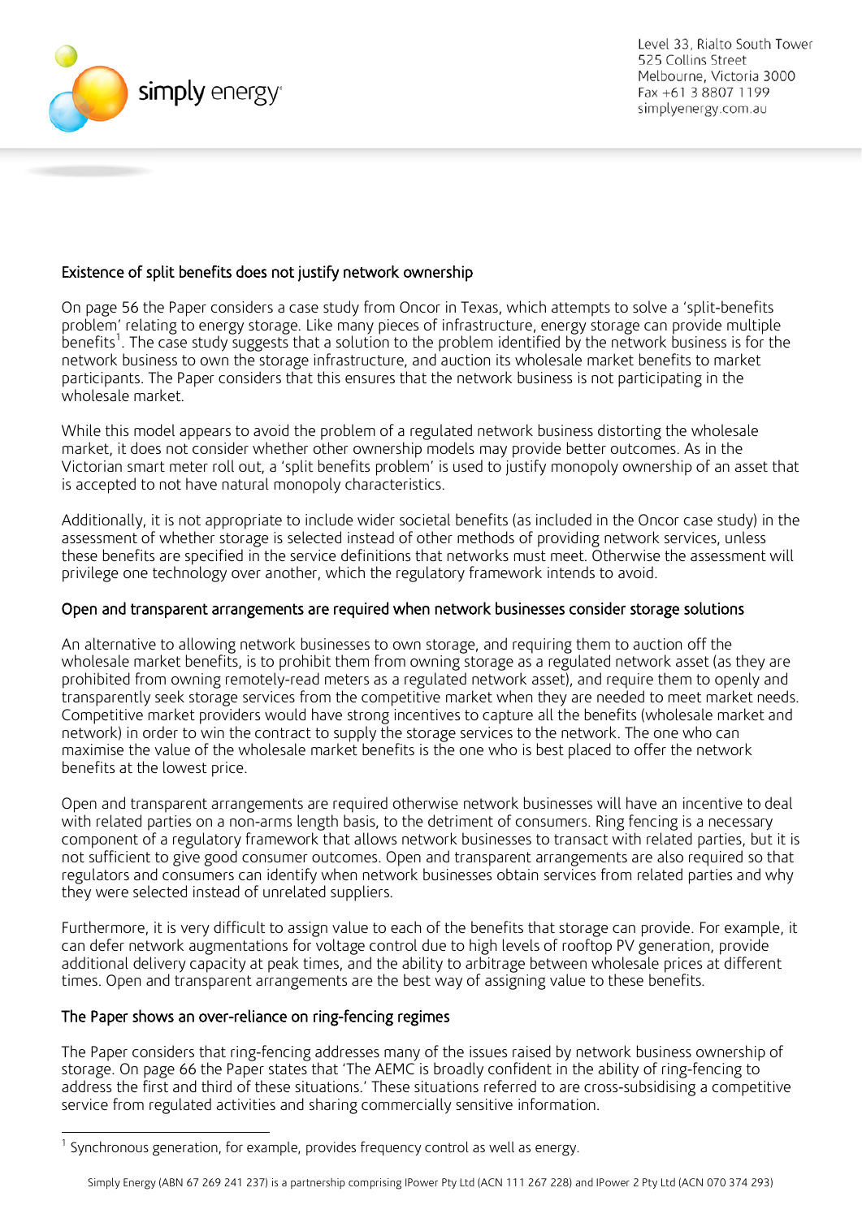## Existence of split benefits does not justify network ownership

On page 56 the Paper considers a case study from Oncor in Texas, which attempts to solve a 'split-benefits problem' relating to energy storage. Like many pieces of infrastructure, energy storage can provide multiple benefits[1]. The case study suggests that a solution to the problem identified by the network business is for the network business to own the storage infrastructure, and auction its wholesale market benefits to market participants. The Paper considers that this ensures that the network business is not participating in the wholesale market.

While this model appears to avoid the problem of a regulated network business distorting the wholesale market, it does not consider whether other ownership models may provide better outcomes. As in the Victorian smart meter roll out, a 'split benefits problem' is used to justify monopoly ownership of an asset that is accepted to not have natural monopoly characteristics.

Additionally, it is not appropriate to include wider societal benefits (as included in the Oncor case study) in the assessment of whether storage is selected instead of other methods of providing network services, unless these benefits are specified in the service definitions that networks must meet. Otherwise the assessment will privilege one technology over another, which the regulatory framework intends to avoid.

## Open and transparent arrangements are required when network businesses consider storage solutions

An alternative to allowing network businesses to own storage, and requiring them to auction off the wholesale market benefits, is to prohibit them from owning storage as a regulated network asset (as they are prohibited from owning remotely-read meters as a regulated network asset), and require them to openly and transparently seek storage services from the competitive market when they are needed to meet market needs. Competitive market providers would have strong incentives to capture all the benefits (wholesale market and network) in order to win the contract to supply the storage services to the network. The one who can maximise the value of the wholesale market benefits is the one who is best placed to offer the network benefits at the lowest price.

Open and transparent arrangements are required otherwise network businesses will have an incentive to deal with related parties on a non-arms length basis, to the detriment of consumers. Ring fencing is a necessary component of a regulatory framework that allows network businesses to transact with related parties, but it is not sufficient to give good consumer outcomes. Open and transparent arrangements are also required so that regulators and consumers can identify when network businesses obtain services from related parties and why they were selected instead of unrelated suppliers.

Furthermore, it is very difficult to assign value to each of the benefits that storage can provide. For example, it can defer network augmentations for voltage control due to high levels of rooftop PV generation, provide additional delivery capacity at peak times, and the ability to arbitrage between wholesale prices at different times. Open and transparent arrangements are the best way of assigning value to these benefits.

## The Paper shows an over-reliance on ring-fencing regimes

The Paper considers that ring-fencing addresses many of the issues raised by network business ownership of storage. On page 66 the Paper states that 'The AEMC is broadly confident in the ability of ring-fencing to address the first and third of these situations.' These situations referred to are cross-subsidising a competitive service from regulated activities and sharing commercially sensitive information.

---

[1] Synchronous generation, for example, provides frequency control as well as energy.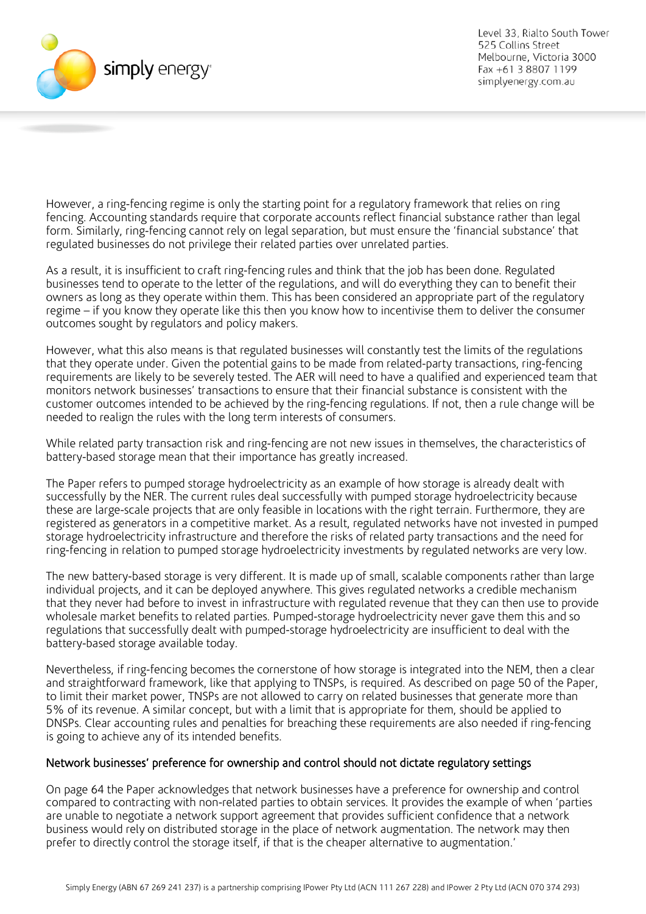However, a ring-fencing regime is only the starting point for a regulatory framework that relies on ring fencing. Accounting standards require that corporate accounts reflect financial substance rather than legal form. Similarly, ring-fencing cannot rely on legal separation, but must ensure the 'financial substance' that regulated businesses do not privilege their related parties over unrelated parties.

As a result, it is insufficient to craft ring-fencing rules and think that the job has been done. Regulated businesses tend to operate to the letter of the regulations, and will do everything they can to benefit their owners as long as they operate within them. This has been considered an appropriate part of the regulatory regime – if you know they operate like this then you know how to incentivise them to deliver the consumer outcomes sought by regulators and policy makers.

However, what this also means is that regulated businesses will constantly test the limits of the regulations that they operate under. Given the potential gains to be made from related-party transactions, ring-fencing requirements are likely to be severely tested. The AER will need to have a qualified and experienced team that monitors network businesses' transactions to ensure that their financial substance is consistent with the customer outcomes intended to be achieved by the ring-fencing regulations. If not, then a rule change will be needed to realign the rules with the long term interests of consumers.

While related party transaction risk and ring-fencing are not new issues in themselves, the characteristics of battery-based storage mean that their importance has greatly increased.

The Paper refers to pumped storage hydroelectricity as an example of how storage is already dealt with successfully by the NER. The current rules deal successfully with pumped storage hydroelectricity because these are large-scale projects that are only feasible in locations with the right terrain. Furthermore, they are registered as generators in a competitive market. As a result, regulated networks have not invested in pumped storage hydroelectricity infrastructure and therefore the risks of related party transactions and the need for ring-fencing in relation to pumped storage hydroelectricity investments by regulated networks are very low.

The new battery-based storage is very different. It is made up of small, scalable components rather than large individual projects, and it can be deployed anywhere. This gives regulated networks a credible mechanism that they never had before to invest in infrastructure with regulated revenue that they can then use to provide wholesale market benefits to related parties. Pumped-storage hydroelectricity never gave them this and so regulations that successfully dealt with pumped-storage hydroelectricity are insufficient to deal with the battery-based storage available today.

Nevertheless, if ring-fencing becomes the cornerstone of how storage is integrated into the NEM, then a clear and straightforward framework, like that applying to TNSPs, is required. As described on page 50 of the Paper, to limit their market power, TNSPs are not allowed to carry on related businesses that generate more than 5% of its revenue. A similar concept, but with a limit that is appropriate for them, should be applied to DNSPs. Clear accounting rules and penalties for breaching these requirements are also needed if ring-fencing is going to achieve any of its intended benefits.

## Network businesses' preference for ownership and control should not dictate regulatory settings

On page 64 the Paper acknowledges that network businesses have a preference for ownership and control compared to contracting with non-related parties to obtain services. It provides the example of when 'parties are unable to negotiate a network support agreement that provides sufficient confidence that a network business would rely on distributed storage in the place of network augmentation. The network may then prefer to directly control the storage itself, if that is the cheaper alternative to augmentation.'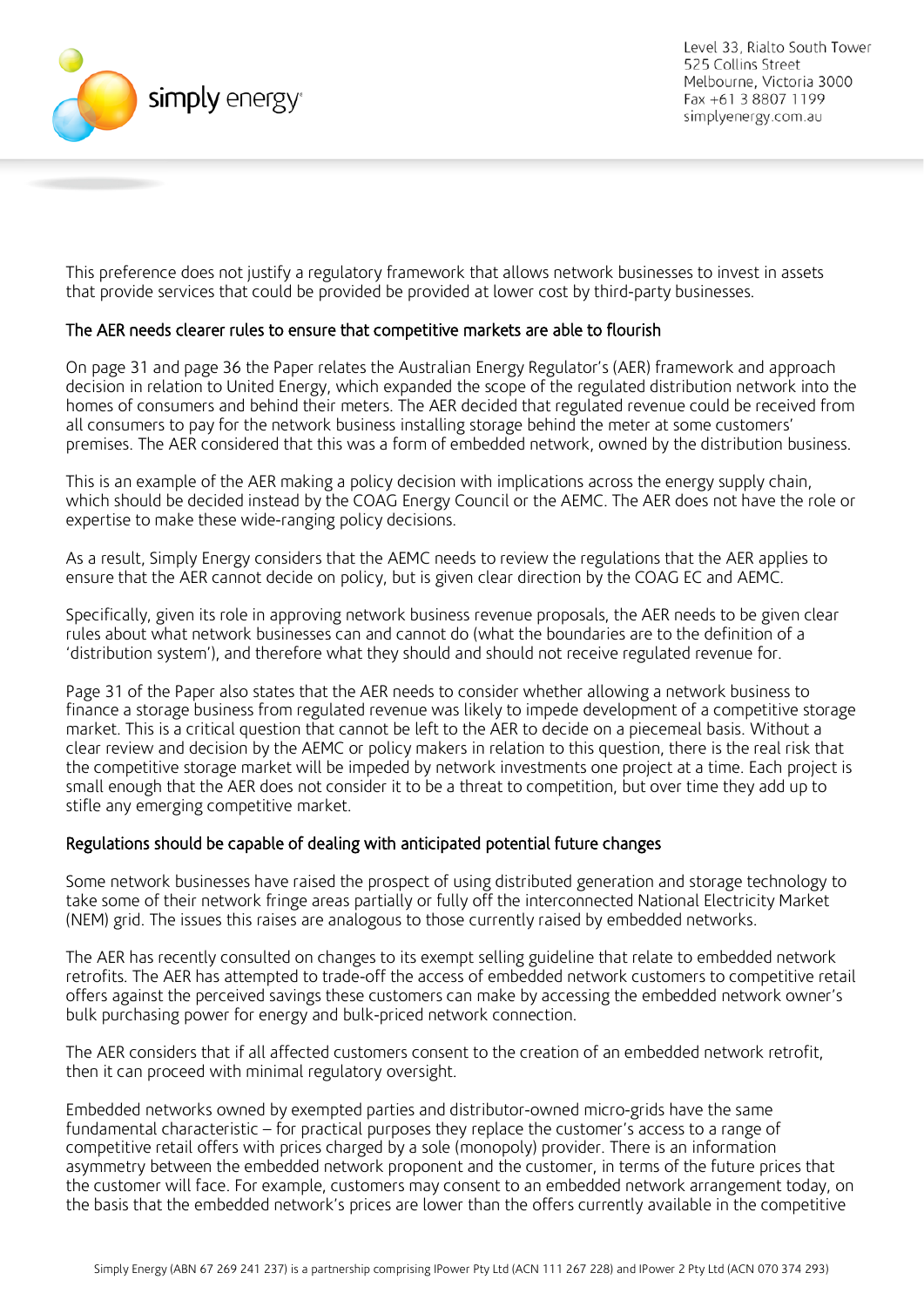This preference does not justify a regulatory framework that allows network businesses to invest in assets that provide services that could be provided be provided at lower cost by third-party businesses.

## The AER needs clearer rules to ensure that competitive markets are able to flourish

On page 31 and page 36 the Paper relates the Australian Energy Regulator's (AER) framework and approach decision in relation to United Energy, which expanded the scope of the regulated distribution network into the homes of consumers and behind their meters. The AER decided that regulated revenue could be received from all consumers to pay for the network business installing storage behind the meter at some customers' premises. The AER considered that this was a form of embedded network, owned by the distribution business.

This is an example of the AER making a policy decision with implications across the energy supply chain, which should be decided instead by the COAG Energy Council or the AEMC. The AER does not have the role or expertise to make these wide-ranging policy decisions.

As a result, Simply Energy considers that the AEMC needs to review the regulations that the AER applies to ensure that the AER cannot decide on policy, but is given clear direction by the COAG EC and AEMC.

Specifically, given its role in approving network business revenue proposals, the AER needs to be given clear rules about what network businesses can and cannot do (what the boundaries are to the definition of a 'distribution system'), and therefore what they should and should not receive regulated revenue for.

Page 31 of the Paper also states that the AER needs to consider whether allowing a network business to finance a storage business from regulated revenue was likely to impede development of a competitive storage market. This is a critical question that cannot be left to the AER to decide on a piecemeal basis. Without a clear review and decision by the AEMC or policy makers in relation to this question, there is the real risk that the competitive storage market will be impeded by network investments one project at a time. Each project is small enough that the AER does not consider it to be a threat to competition, but over time they add up to stifle any emerging competitive market.

## Regulations should be capable of dealing with anticipated potential future changes

Some network businesses have raised the prospect of using distributed generation and storage technology to take some of their network fringe areas partially or fully off the interconnected National Electricity Market (NEM) grid. The issues this raises are analogous to those currently raised by embedded networks.

The AER has recently consulted on changes to its exempt selling guideline that relate to embedded network retrofits. The AER has attempted to trade-off the access of embedded network customers to competitive retail offers against the perceived savings these customers can make by accessing the embedded network owner's bulk purchasing power for energy and bulk-priced network connection.

The AER considers that if all affected customers consent to the creation of an embedded network retrofit, then it can proceed with minimal regulatory oversight.

Embedded networks owned by exempted parties and distributor-owned micro-grids have the same fundamental characteristic – for practical purposes they replace the customer's access to a range of competitive retail offers with prices charged by a sole (monopoly) provider. There is an information asymmetry between the embedded network proponent and the customer, in terms of the future prices that the customer will face. For example, customers may consent to an embedded network arrangement today, on the basis that the embedded network's prices are lower than the offers currently available in the competitive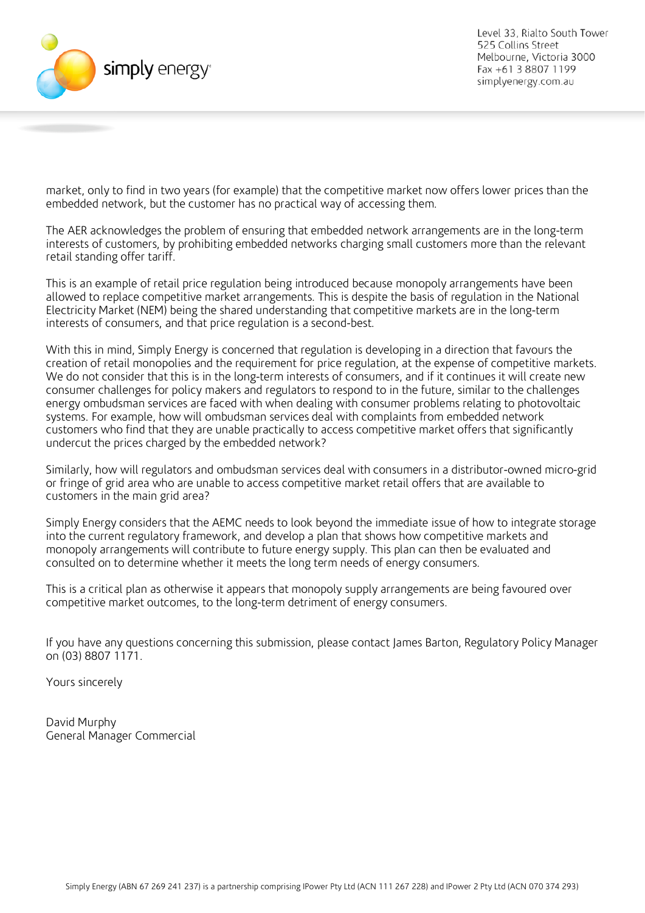market, only to find in two years (for example) that the competitive market now offers lower prices than the embedded network, but the customer has no practical way of accessing them.

The AER acknowledges the problem of ensuring that embedded network arrangements are in the long-term interests of customers, by prohibiting embedded networks charging small customers more than the relevant retail standing offer tariff.

This is an example of retail price regulation being introduced because monopoly arrangements have been allowed to replace competitive market arrangements. This is despite the basis of regulation in the National Electricity Market (NEM) being the shared understanding that competitive markets are in the long-term interests of consumers, and that price regulation is a second-best.

With this in mind, Simply Energy is concerned that regulation is developing in a direction that favours the creation of retail monopolies and the requirement for price regulation, at the expense of competitive markets. We do not consider that this is in the long-term interests of consumers, and if it continues it will create new consumer challenges for policy makers and regulators to respond to in the future, similar to the challenges energy ombudsman services are faced with when dealing with consumer problems relating to photovoltaic systems. For example, how will ombudsman services deal with complaints from embedded network customers who find that they are unable practically to access competitive market offers that significantly undercut the prices charged by the embedded network?

Similarly, how will regulators and ombudsman services deal with consumers in a distributor-owned micro-grid or fringe of grid area who are unable to access competitive market retail offers that are available to customers in the main grid area?

Simply Energy considers that the AEMC needs to look beyond the immediate issue of how to integrate storage into the current regulatory framework, and develop a plan that shows how competitive markets and monopoly arrangements will contribute to future energy supply. This plan can then be evaluated and consulted on to determine whether it meets the long term needs of energy consumers.

This is a critical plan as otherwise it appears that monopoly supply arrangements are being favoured over competitive market outcomes, to the long-term detriment of energy consumers.

If you have any questions concerning this submission, please contact James Barton, Regulatory Policy Manager on (03) 8807 1171.

Yours sincerely

David Murphy
General Manager Commercial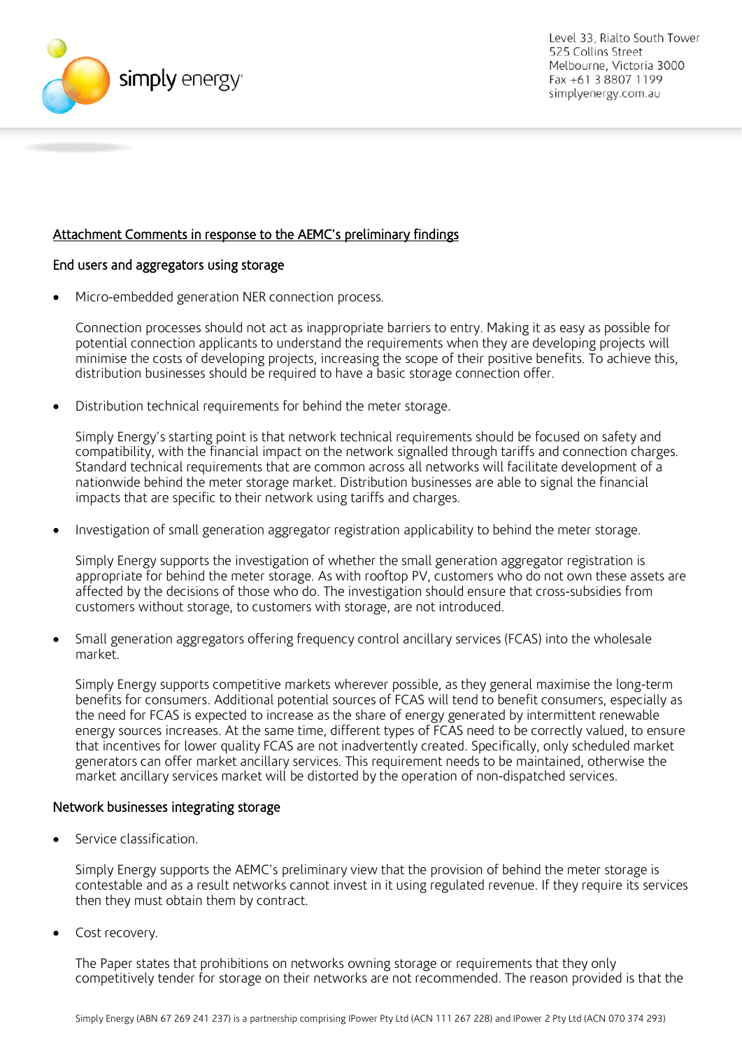Attachment Comments in response to the AEMC's preliminary findings

## End users and aggregators using storage

- Micro-embedded generation NER connection process.

  Connection processes should not act as inappropriate barriers to entry. Making it as easy as possible for potential connection applicants to understand the requirements when they are developing projects will minimise the costs of developing projects, increasing the scope of their positive benefits. To achieve this, distribution businesses should be required to have a basic storage connection offer.

- Distribution technical requirements for behind the meter storage.

  Simply Energy's starting point is that network technical requirements should be focused on safety and compatibility, with the financial impact on the network signalled through tariffs and connection charges. Standard technical requirements that are common across all networks will facilitate development of a nationwide behind the meter storage market. Distribution businesses are able to signal the financial impacts that are specific to their network using tariffs and charges.

- Investigation of small generation aggregator registration applicability to behind the meter storage.

  Simply Energy supports the investigation of whether the small generation aggregator registration is appropriate for behind the meter storage. As with rooftop PV, customers who do not own these assets are affected by the decisions of those who do. The investigation should ensure that cross-subsidies from customers without storage, to customers with storage, are not introduced.

- Small generation aggregators offering frequency control ancillary services (FCAS) into the wholesale market.

  Simply Energy supports competitive markets wherever possible, as they general maximise the long-term benefits for consumers. Additional potential sources of FCAS will tend to benefit consumers, especially as the need for FCAS is expected to increase as the share of energy generated by intermittent renewable energy sources increases. At the same time, different types of FCAS need to be correctly valued, to ensure that incentives for lower quality FCAS are not inadvertently created. Specifically, only scheduled market generators can offer market ancillary services. This requirement needs to be maintained, otherwise the market ancillary services market will be distorted by the operation of non-dispatched services.

## Network businesses integrating storage

- Service classification.

  Simply Energy supports the AEMC's preliminary view that the provision of behind the meter storage is contestable and as a result networks cannot invest in it using regulated revenue. If they require its services then they must obtain them by contract.

- Cost recovery.

  The Paper states that prohibitions on networks owning storage or requirements that they only competitively tender for storage on their networks are not recommended. The reason provided is that the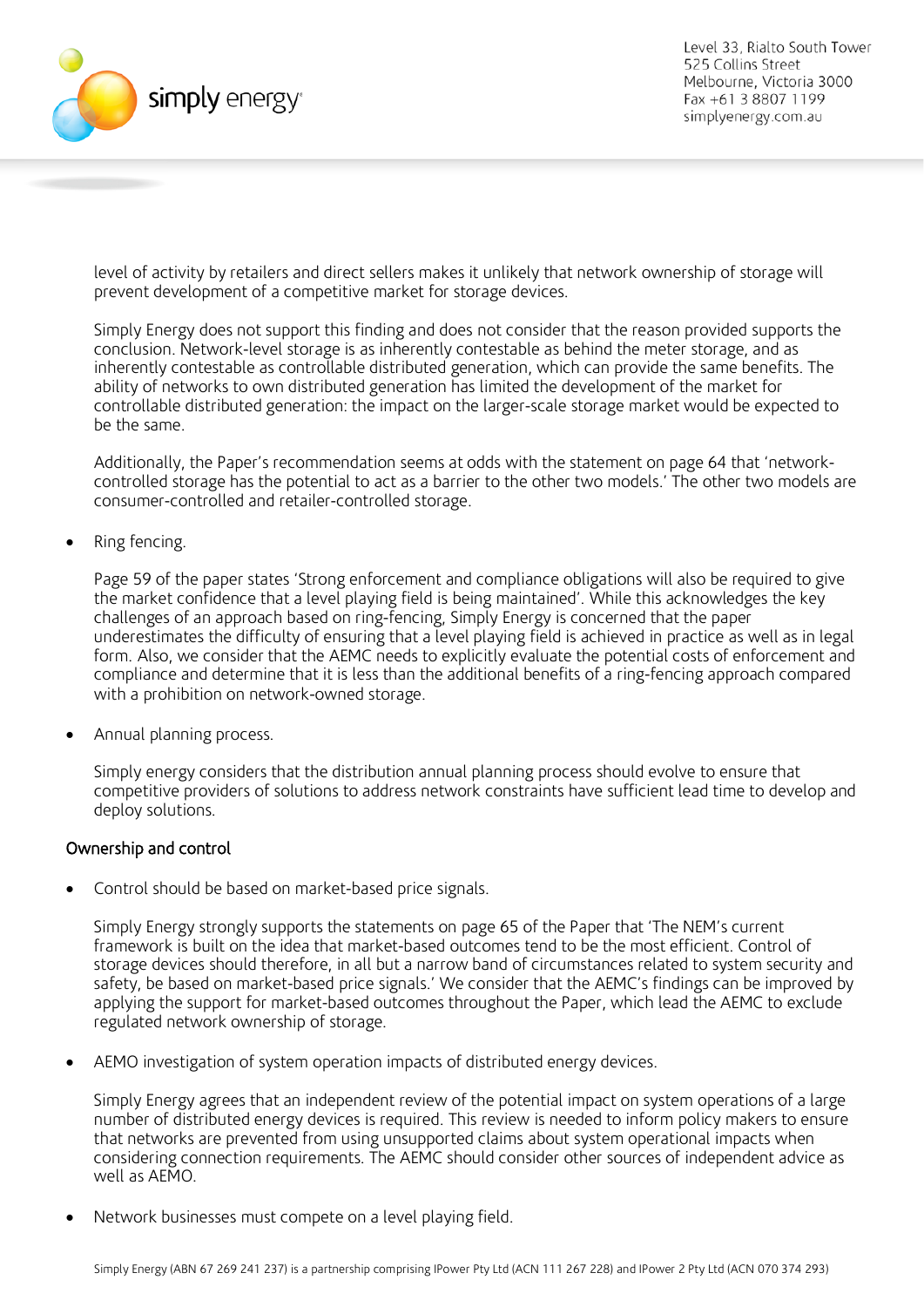level of activity by retailers and direct sellers makes it unlikely that network ownership of storage will prevent development of a competitive market for storage devices.

Simply Energy does not support this finding and does not consider that the reason provided supports the conclusion. Network-level storage is as inherently contestable as behind the meter storage, and as inherently contestable as controllable distributed generation, which can provide the same benefits. The ability of networks to own distributed generation has limited the development of the market for controllable distributed generation: the impact on the larger-scale storage market would be expected to be the same.

Additionally, the Paper's recommendation seems at odds with the statement on page 64 that 'network-controlled storage has the potential to act as a barrier to the other two models.' The other two models are consumer-controlled and retailer-controlled storage.

- Ring fencing.

  Page 59 of the paper states 'Strong enforcement and compliance obligations will also be required to give the market confidence that a level playing field is being maintained'. While this acknowledges the key challenges of an approach based on ring-fencing, Simply Energy is concerned that the paper underestimates the difficulty of ensuring that a level playing field is achieved in practice as well as in legal form. Also, we consider that the AEMC needs to explicitly evaluate the potential costs of enforcement and compliance and determine that it is less than the additional benefits of a ring-fencing approach compared with a prohibition on network-owned storage.

- Annual planning process.

  Simply energy considers that the distribution annual planning process should evolve to ensure that competitive providers of solutions to address network constraints have sufficient lead time to develop and deploy solutions.

### Ownership and control

- Control should be based on market-based price signals.

  Simply Energy strongly supports the statements on page 65 of the Paper that 'The NEM's current framework is built on the idea that market-based outcomes tend to be the most efficient. Control of storage devices should therefore, in all but a narrow band of circumstances related to system security and safety, be based on market-based price signals.' We consider that the AEMC's findings can be improved by applying the support for market-based outcomes throughout the Paper, which lead the AEMC to exclude regulated network ownership of storage.

- AEMO investigation of system operation impacts of distributed energy devices.

  Simply Energy agrees that an independent review of the potential impact on system operations of a large number of distributed energy devices is required. This review is needed to inform policy makers to ensure that networks are prevented from using unsupported claims about system operational impacts when considering connection requirements. The AEMC should consider other sources of independent advice as well as AEMO.

- Network businesses must compete on a level playing field.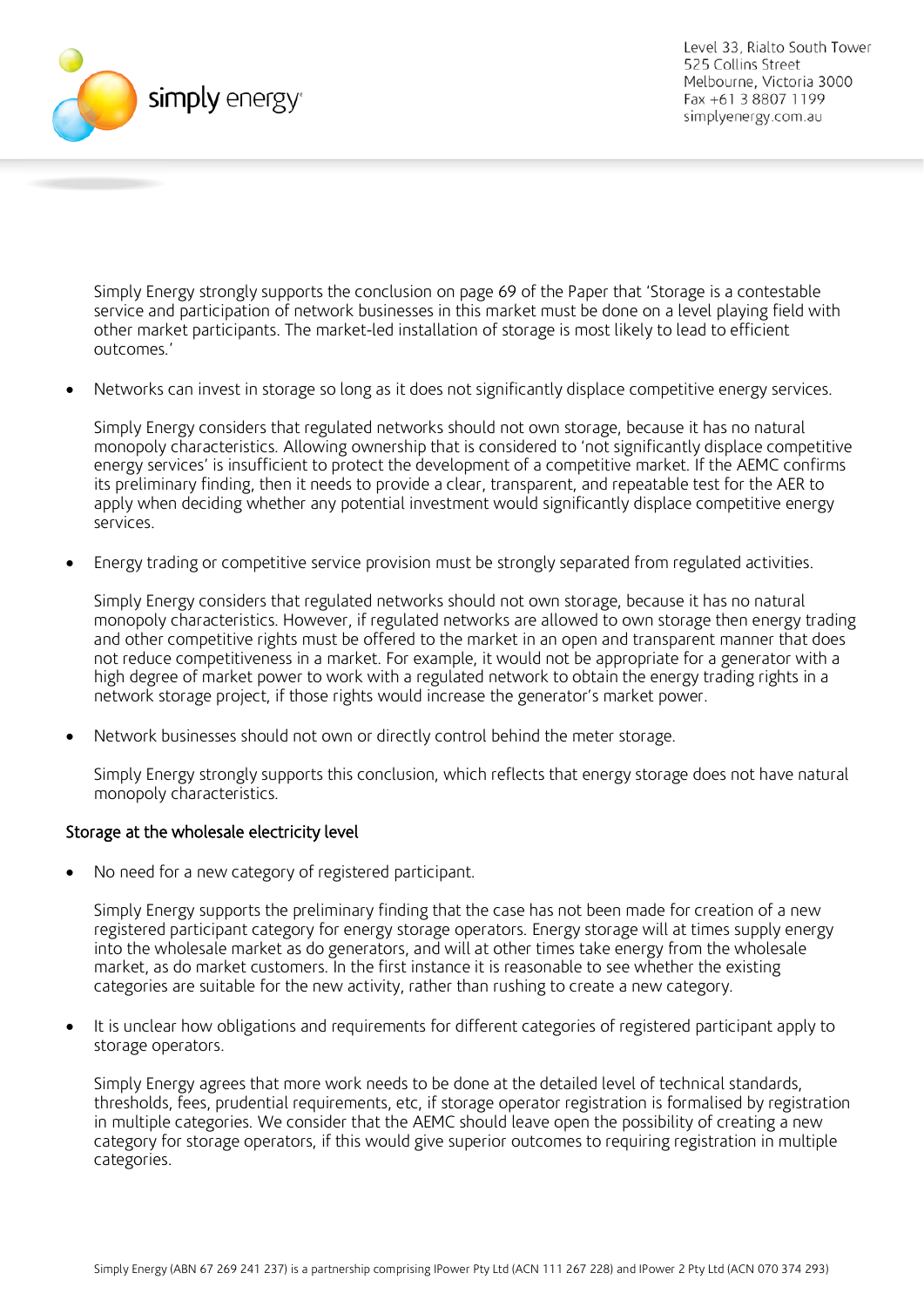Simply Energy strongly supports the conclusion on page 69 of the Paper that 'Storage is a contestable service and participation of network businesses in this market must be done on a level playing field with other market participants. The market-led installation of storage is most likely to lead to efficient outcomes.'

- Networks can invest in storage so long as it does not significantly displace competitive energy services.

  Simply Energy considers that regulated networks should not own storage, because it has no natural monopoly characteristics. Allowing ownership that is considered to 'not significantly displace competitive energy services' is insufficient to protect the development of a competitive market. If the AEMC confirms its preliminary finding, then it needs to provide a clear, transparent, and repeatable test for the AER to apply when deciding whether any potential investment would significantly displace competitive energy services.

- Energy trading or competitive service provision must be strongly separated from regulated activities.

  Simply Energy considers that regulated networks should not own storage, because it has no natural monopoly characteristics. However, if regulated networks are allowed to own storage then energy trading and other competitive rights must be offered to the market in an open and transparent manner that does not reduce competitiveness in a market. For example, it would not be appropriate for a generator with a high degree of market power to work with a regulated network to obtain the energy trading rights in a network storage project, if those rights would increase the generator's market power.

- Network businesses should not own or directly control behind the meter storage.

  Simply Energy strongly supports this conclusion, which reflects that energy storage does not have natural monopoly characteristics.

### Storage at the wholesale electricity level

- No need for a new category of registered participant.

  Simply Energy supports the preliminary finding that the case has not been made for creation of a new registered participant category for energy storage operators. Energy storage will at times supply energy into the wholesale market as do generators, and will at other times take energy from the wholesale market, as do market customers. In the first instance it is reasonable to see whether the existing categories are suitable for the new activity, rather than rushing to create a new category.

- It is unclear how obligations and requirements for different categories of registered participant apply to storage operators.

  Simply Energy agrees that more work needs to be done at the detailed level of technical standards, thresholds, fees, prudential requirements, etc, if storage operator registration is formalised by registration in multiple categories. We consider that the AEMC should leave open the possibility of creating a new category for storage operators, if this would give superior outcomes to requiring registration in multiple categories.